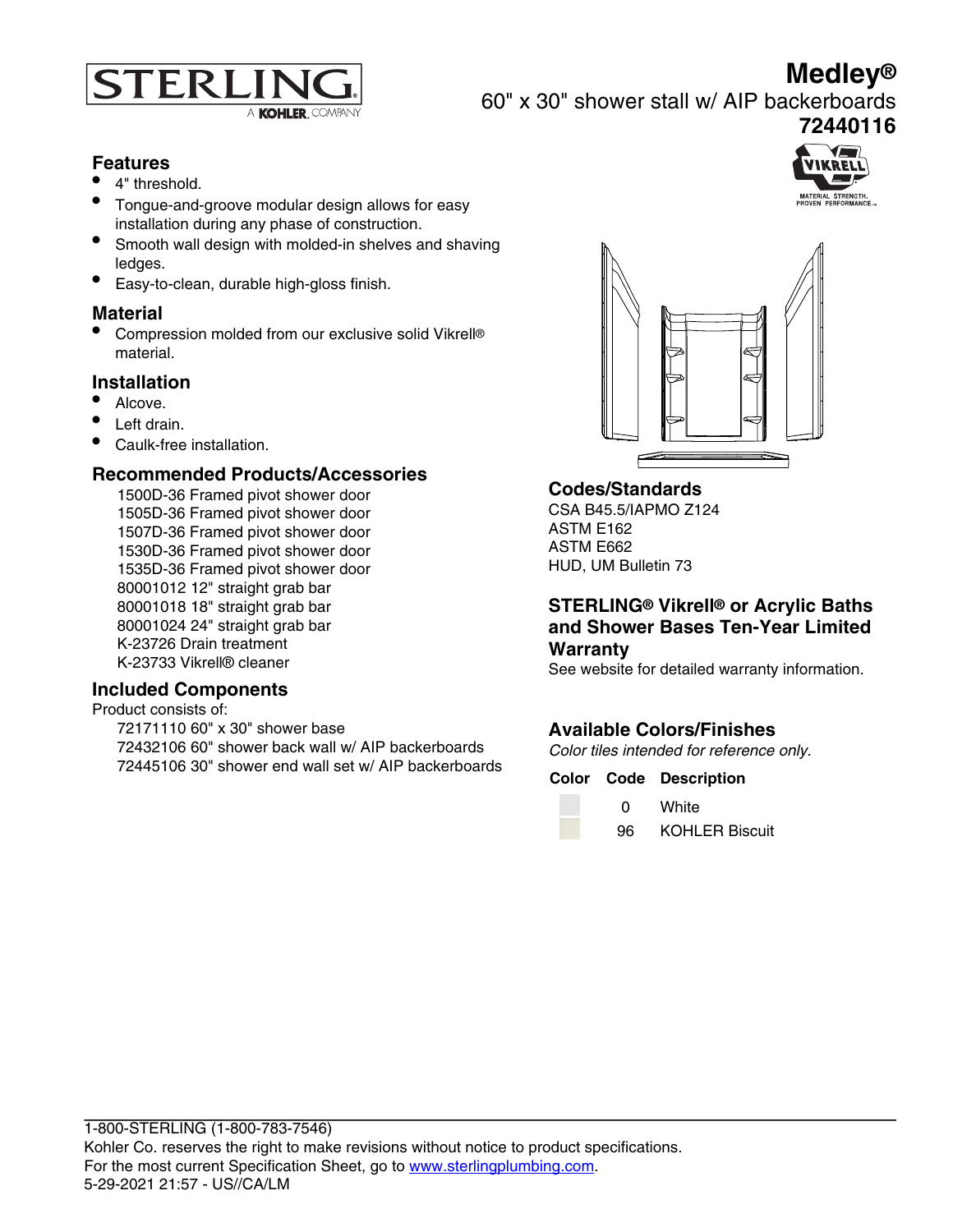STERLING
A KOHLER. COMPANY

# Medley®

60" x 30" shower stall w/ AIP backerboards

**72440116**

## Features

- 4" threshold.
- Tongue-and-groove modular design allows for easy installation during any phase of construction.
- Smooth wall design with molded-in shelves and shaving ledges.
- Easy-to-clean, durable high-gloss finish.

## Material

- Compression molded from our exclusive solid Vikrell® material.

## Installation

- Alcove.
- Left drain.
- Caulk-free installation.

## Recommended Products/Accessories

1500D-36 Framed pivot shower door
1505D-36 Framed pivot shower door
1507D-36 Framed pivot shower door
1530D-36 Framed pivot shower door
1535D-36 Framed pivot shower door
80001012 12" straight grab bar
80001018 18" straight grab bar
80001024 24" straight grab bar
K-23726 Drain treatment
K-23733 Vikrell® cleaner

## Included Components

Product consists of:

72171110 60" x 30" shower base
72432106 60" shower back wall w/ AIP backerboards
72445106 30" shower end wall set w/ AIP backerboards

## Codes/Standards

CSA B45.5/IAPMO Z124
ASTM E162
ASTM E662
HUD, UM Bulletin 73

## STERLING® Vikrell® or Acrylic Baths and Shower Bases Ten-Year Limited Warranty

See website for detailed warranty information.

## Available Colors/Finishes

*Color tiles intended for reference only.*

| Color | Code | Description |
| --- | --- | --- |
| | 0 | White |
| | 96 | KOHLER Biscuit |

1-800-STERLING (1-800-783-7546)
Kohler Co. reserves the right to make revisions without notice to product specifications.
For the most current Specification Sheet, go to www.sterlingplumbing.com.
5-29-2021 21:57 - US//CA/LM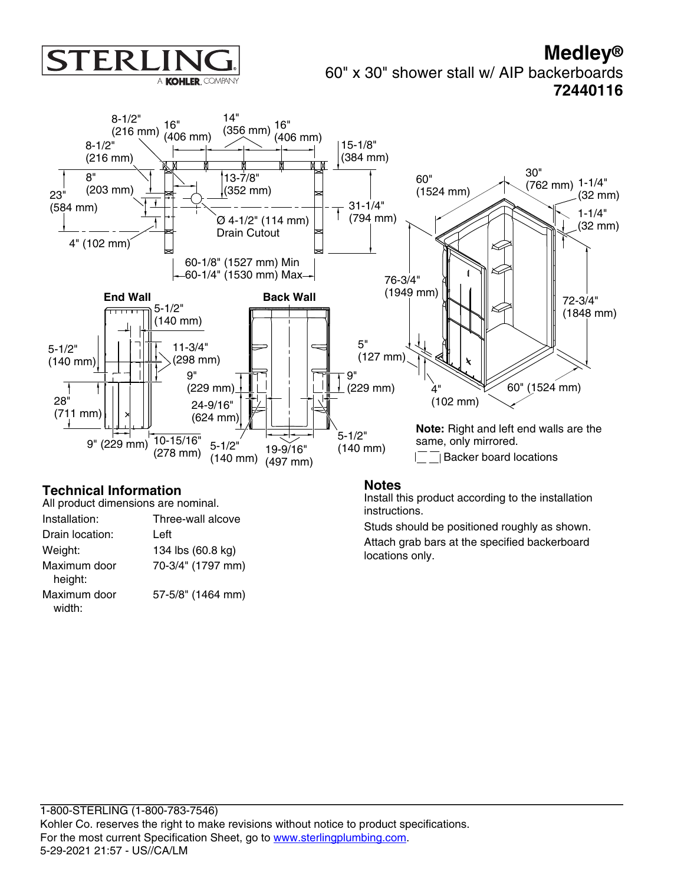# Medley®

60" x 30" shower stall w/ AIP backerboards

**72440116**

8-1/2" (216 mm)
16" (406 mm)
14" (356 mm)
16" (406 mm)
8-1/2" (216 mm)
15-1/8" (384 mm)
8" (203 mm)
13-7/8" (352 mm)
23" (584 mm)
31-1/4" (794 mm)
Ø 4-1/2" (114 mm) Drain Cutout
4" (102 mm)
60-1/8" (1527 mm) Min
60-1/4" (1530 mm) Max

60" (1524 mm)
30" (762 mm)
1-1/4" (32 mm)
1-1/4" (32 mm)
76-3/4" (1949 mm)
72-3/4" (1848 mm)
5" (127 mm)
4" (102 mm)
60" (1524 mm)

**End Wall**

5-1/2" (140 mm)
5-1/2" (140 mm)
11-3/4" (298 mm)
28" (711 mm)
9" (229 mm)
10-15/16" (278 mm)

**Back Wall**

9" (229 mm)
9" (229 mm)
24-9/16" (624 mm)
5-1/2" (140 mm)
19-9/16" (497 mm)
5-1/2" (140 mm)

**Note:** Right and left end walls are the same, only mirrored.

Backer board locations

## Technical Information

All product dimensions are nominal.

| | |
|---|---|
| Installation: | Three-wall alcove |
| Drain location: | Left |
| Weight: | 134 lbs (60.8 kg) |
| Maximum door height: | 70-3/4" (1797 mm) |
| Maximum door width: | 57-5/8" (1464 mm) |

## Notes

Install this product according to the installation instructions.

Studs should be positioned roughly as shown.

Attach grab bars at the specified backerboard locations only.

1-800-STERLING (1-800-783-7546)
Kohler Co. reserves the right to make revisions without notice to product specifications.
For the most current Specification Sheet, go to www.sterlingplumbing.com.
5-29-2021 21:57 - US//CA/LM